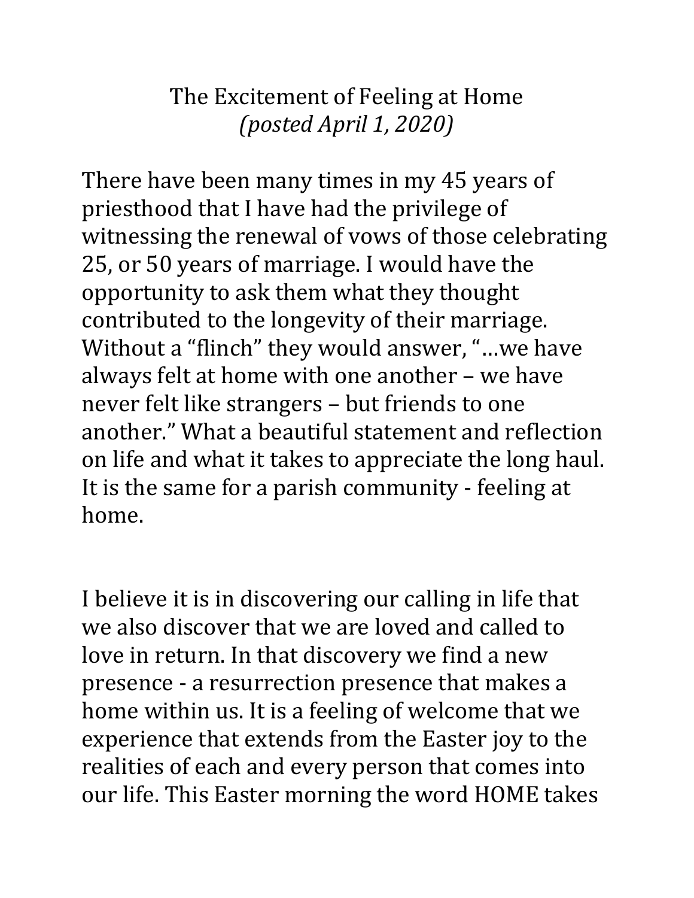# The Excitement of Feeling at Home
*(posted April 1, 2020)*

There have been many times in my 45 years of priesthood that I have had the privilege of witnessing the renewal of vows of those celebrating 25, or 50 years of marriage. I would have the opportunity to ask them what they thought contributed to the longevity of their marriage. Without a "flinch" they would answer, "…we have always felt at home with one another – we have never felt like strangers – but friends to one another." What a beautiful statement and reflection on life and what it takes to appreciate the long haul. It is the same for a parish community - feeling at home.

I believe it is in discovering our calling in life that we also discover that we are loved and called to love in return. In that discovery we find a new presence - a resurrection presence that makes a home within us. It is a feeling of welcome that we experience that extends from the Easter joy to the realities of each and every person that comes into our life. This Easter morning the word HOME takes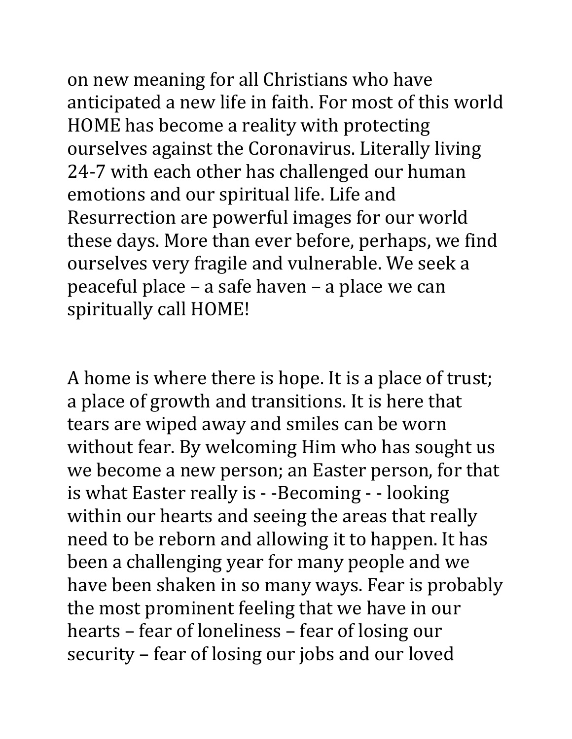on new meaning for all Christians who have anticipated a new life in faith. For most of this world HOME has become a reality with protecting ourselves against the Coronavirus. Literally living 24-7 with each other has challenged our human emotions and our spiritual life. Life and Resurrection are powerful images for our world these days. More than ever before, perhaps, we find ourselves very fragile and vulnerable. We seek a peaceful place – a safe haven – a place we can spiritually call HOME!

A home is where there is hope. It is a place of trust; a place of growth and transitions. It is here that tears are wiped away and smiles can be worn without fear. By welcoming Him who has sought us we become a new person; an Easter person, for that is what Easter really is - -Becoming - - looking within our hearts and seeing the areas that really need to be reborn and allowing it to happen. It has been a challenging year for many people and we have been shaken in so many ways. Fear is probably the most prominent feeling that we have in our hearts – fear of loneliness – fear of losing our security – fear of losing our jobs and our loved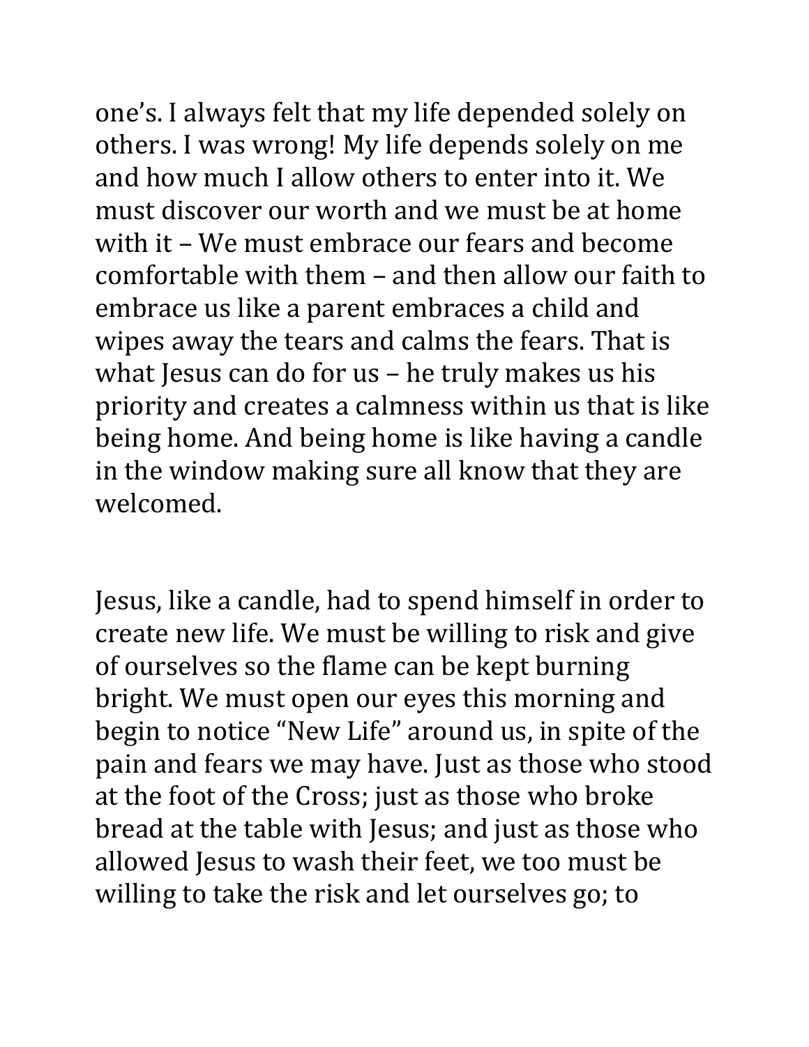one's. I always felt that my life depended solely on others. I was wrong! My life depends solely on me and how much I allow others to enter into it. We must discover our worth and we must be at home with it – We must embrace our fears and become comfortable with them – and then allow our faith to embrace us like a parent embraces a child and wipes away the tears and calms the fears. That is what Jesus can do for us – he truly makes us his priority and creates a calmness within us that is like being home. And being home is like having a candle in the window making sure all know that they are welcomed.

Jesus, like a candle, had to spend himself in order to create new life. We must be willing to risk and give of ourselves so the flame can be kept burning bright. We must open our eyes this morning and begin to notice "New Life" around us, in spite of the pain and fears we may have. Just as those who stood at the foot of the Cross; just as those who broke bread at the table with Jesus; and just as those who allowed Jesus to wash their feet, we too must be willing to take the risk and let ourselves go; to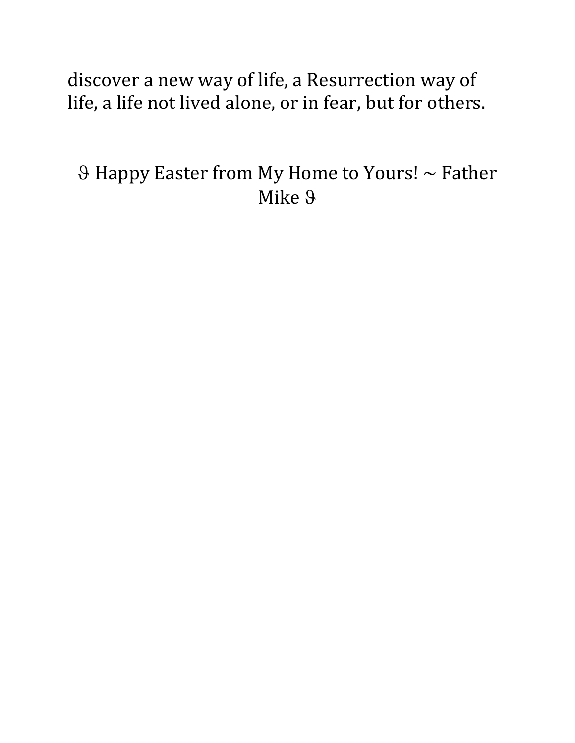discover a new way of life, a Resurrection way of life, a life not lived alone, or in fear, but for others.

ϑ Happy Easter from My Home to Yours! ~ Father Mike ϑ